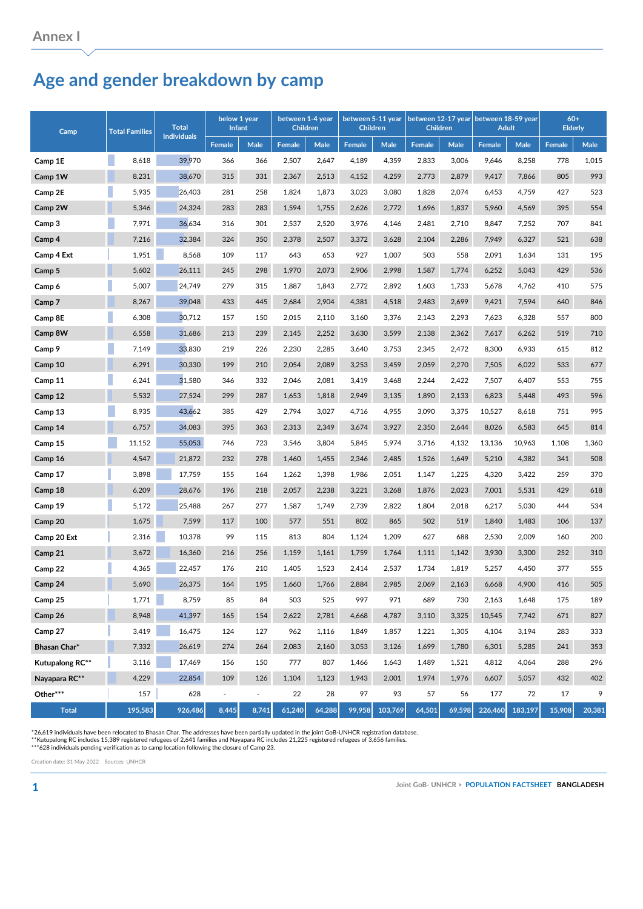Annex I

# Age and gender breakdown by camp

| Camp | Total Families | Total Individuals | below 1 year Infant | | between 1-4 year Children | | between 5-11 year Children | | between 12-17 year Children | | between 18-59 year Adult | | 60+ Elderly | |
|---|---|---|---|---|---|---|---|---|---|---|---|---|---|---|
| | | | Female | Male | Female | Male | Female | Male | Female | Male | Female | Male | Female | Male |
| **Camp 1E** | 8,618 | 39,970 | 366 | 366 | 2,507 | 2,647 | 4,189 | 4,359 | 2,833 | 3,006 | 9,646 | 8,258 | 778 | 1,015 |
| **Camp 1W** | 8,231 | 38,670 | 315 | 331 | 2,367 | 2,513 | 4,152 | 4,259 | 2,773 | 2,879 | 9,417 | 7,866 | 805 | 993 |
| **Camp 2E** | 5,935 | 26,403 | 281 | 258 | 1,824 | 1,873 | 3,023 | 3,080 | 1,828 | 2,074 | 6,453 | 4,759 | 427 | 523 |
| **Camp 2W** | 5,346 | 24,324 | 283 | 283 | 1,594 | 1,755 | 2,626 | 2,772 | 1,696 | 1,837 | 5,960 | 4,569 | 395 | 554 |
| **Camp 3** | 7,971 | 36,634 | 316 | 301 | 2,537 | 2,520 | 3,976 | 4,146 | 2,481 | 2,710 | 8,847 | 7,252 | 707 | 841 |
| **Camp 4** | 7,216 | 32,384 | 324 | 350 | 2,378 | 2,507 | 3,372 | 3,628 | 2,104 | 2,286 | 7,949 | 6,327 | 521 | 638 |
| **Camp 4 Ext** | 1,951 | 8,568 | 109 | 117 | 643 | 653 | 927 | 1,007 | 503 | 558 | 2,091 | 1,634 | 131 | 195 |
| **Camp 5** | 5,602 | 26,111 | 245 | 298 | 1,970 | 2,073 | 2,906 | 2,998 | 1,587 | 1,774 | 6,252 | 5,043 | 429 | 536 |
| **Camp 6** | 5,007 | 24,749 | 279 | 315 | 1,887 | 1,843 | 2,772 | 2,892 | 1,603 | 1,733 | 5,678 | 4,762 | 410 | 575 |
| **Camp 7** | 8,267 | 39,048 | 433 | 445 | 2,684 | 2,904 | 4,381 | 4,518 | 2,483 | 2,699 | 9,421 | 7,594 | 640 | 846 |
| **Camp 8E** | 6,308 | 30,712 | 157 | 150 | 2,015 | 2,110 | 3,160 | 3,376 | 2,143 | 2,293 | 7,623 | 6,328 | 557 | 800 |
| **Camp 8W** | 6,558 | 31,686 | 213 | 239 | 2,145 | 2,252 | 3,630 | 3,599 | 2,138 | 2,362 | 7,617 | 6,262 | 519 | 710 |
| **Camp 9** | 7,149 | 33,830 | 219 | 226 | 2,230 | 2,285 | 3,640 | 3,753 | 2,345 | 2,472 | 8,300 | 6,933 | 615 | 812 |
| **Camp 10** | 6,291 | 30,330 | 199 | 210 | 2,054 | 2,089 | 3,253 | 3,459 | 2,059 | 2,270 | 7,505 | 6,022 | 533 | 677 |
| **Camp 11** | 6,241 | 31,580 | 346 | 332 | 2,046 | 2,081 | 3,419 | 3,468 | 2,244 | 2,422 | 7,507 | 6,407 | 553 | 755 |
| **Camp 12** | 5,532 | 27,524 | 299 | 287 | 1,653 | 1,818 | 2,949 | 3,135 | 1,890 | 2,133 | 6,823 | 5,448 | 493 | 596 |
| **Camp 13** | 8,935 | 43,662 | 385 | 429 | 2,794 | 3,027 | 4,716 | 4,955 | 3,090 | 3,375 | 10,527 | 8,618 | 751 | 995 |
| **Camp 14** | 6,757 | 34,083 | 395 | 363 | 2,313 | 2,349 | 3,674 | 3,927 | 2,350 | 2,644 | 8,026 | 6,583 | 645 | 814 |
| **Camp 15** | 11,152 | 55,053 | 746 | 723 | 3,546 | 3,804 | 5,845 | 5,974 | 3,716 | 4,132 | 13,136 | 10,963 | 1,108 | 1,360 |
| **Camp 16** | 4,547 | 21,872 | 232 | 278 | 1,460 | 1,455 | 2,346 | 2,485 | 1,526 | 1,649 | 5,210 | 4,382 | 341 | 508 |
| **Camp 17** | 3,898 | 17,759 | 155 | 164 | 1,262 | 1,398 | 1,986 | 2,051 | 1,147 | 1,225 | 4,320 | 3,422 | 259 | 370 |
| **Camp 18** | 6,209 | 28,676 | 196 | 218 | 2,057 | 2,238 | 3,221 | 3,268 | 1,876 | 2,023 | 7,001 | 5,531 | 429 | 618 |
| **Camp 19** | 5,172 | 25,488 | 267 | 277 | 1,587 | 1,749 | 2,739 | 2,822 | 1,804 | 2,018 | 6,217 | 5,030 | 444 | 534 |
| **Camp 20** | 1,675 | 7,599 | 117 | 100 | 577 | 551 | 802 | 865 | 502 | 519 | 1,840 | 1,483 | 106 | 137 |
| **Camp 20 Ext** | 2,316 | 10,378 | 99 | 115 | 813 | 804 | 1,124 | 1,209 | 627 | 688 | 2,530 | 2,009 | 160 | 200 |
| **Camp 21** | 3,672 | 16,360 | 216 | 256 | 1,159 | 1,161 | 1,759 | 1,764 | 1,111 | 1,142 | 3,930 | 3,300 | 252 | 310 |
| **Camp 22** | 4,365 | 22,457 | 176 | 210 | 1,405 | 1,523 | 2,414 | 2,537 | 1,734 | 1,819 | 5,257 | 4,450 | 377 | 555 |
| **Camp 24** | 5,690 | 26,375 | 164 | 195 | 1,660 | 1,766 | 2,884 | 2,985 | 2,069 | 2,163 | 6,668 | 4,900 | 416 | 505 |
| **Camp 25** | 1,771 | 8,759 | 85 | 84 | 503 | 525 | 997 | 971 | 689 | 730 | 2,163 | 1,648 | 175 | 189 |
| **Camp 26** | 8,948 | 41,397 | 165 | 154 | 2,622 | 2,781 | 4,668 | 4,787 | 3,110 | 3,325 | 10,545 | 7,742 | 671 | 827 |
| **Camp 27** | 3,419 | 16,475 | 124 | 127 | 962 | 1,116 | 1,849 | 1,857 | 1,221 | 1,305 | 4,104 | 3,194 | 283 | 333 |
| **Bhasan Char*** | 7,332 | 26,619 | 274 | 264 | 2,083 | 2,160 | 3,053 | 3,126 | 1,699 | 1,780 | 6,301 | 5,285 | 241 | 353 |
| **Kutupalong RC**** | 3,116 | 17,469 | 156 | 150 | 777 | 807 | 1,466 | 1,643 | 1,489 | 1,521 | 4,812 | 4,064 | 288 | 296 |
| **Nayapara RC**** | 4,229 | 22,854 | 109 | 126 | 1,104 | 1,123 | 1,943 | 2,001 | 1,974 | 1,976 | 6,607 | 5,057 | 432 | 402 |
| **Other***** | 157 | 628 | - | - | 22 | 28 | 97 | 93 | 57 | 56 | 177 | 72 | 17 | 9 |
| **Total** | 195,583 | 926,486 | 8,445 | 8,741 | 61,240 | 64,288 | 99,958 | 103,769 | 64,501 | 69,598 | 226,460 | 183,197 | 15,908 | 20,381 |

*26,619 individuals have been relocated to Bhasan Char. The addresses have been partially updated in the joint GoB-UNHCR registration database.
**Kutupalong RC includes 15,389 registered refugees of 2,641 families and Nayapara RC includes 21,225 registered refugees of 3,656 families.
***628 individuals pending verification as to camp location following the closure of Camp 23.

Creation date: 31 May 2022 Sources: UNHCR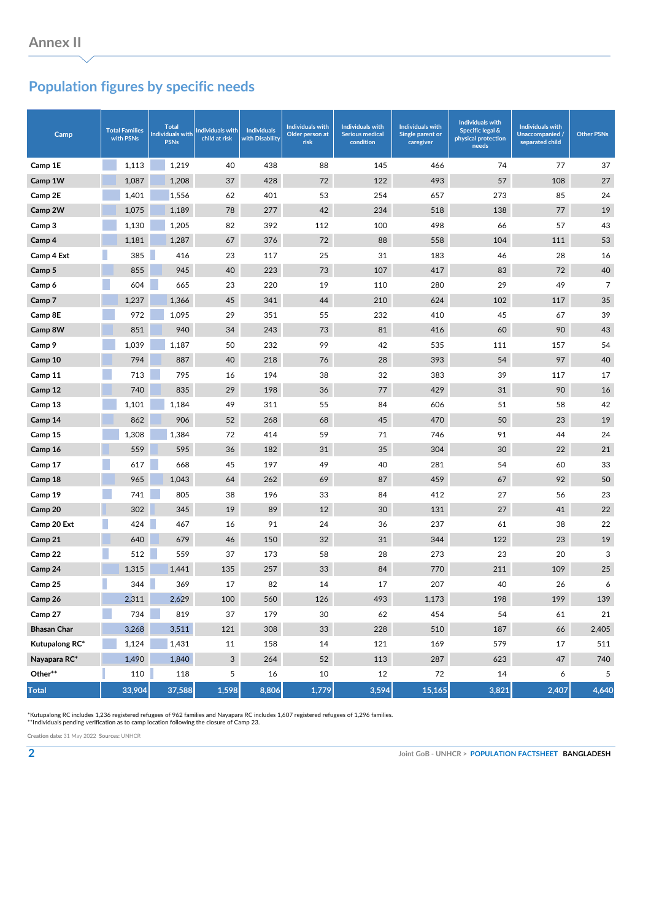# Annex II

## Population figures by specific needs

| Camp | Total Families with PSNs | Total Individuals with PSNs | Individuals with child at risk | Individuals with Disability | Individuals with Older person at risk | Individuals with Serious medical condition | Individuals with Single parent or caregiver | Individuals with Specific legal & physical protection needs | Individuals with Unaccompanied / separated child | Other PSNs |
|---|---|---|---|---|---|---|---|---|---|---|
| Camp 1E | 1,113 | 1,219 | 40 | 438 | 88 | 145 | 466 | 74 | 77 | 37 |
| Camp 1W | 1,087 | 1,208 | 37 | 428 | 72 | 122 | 493 | 57 | 108 | 27 |
| Camp 2E | 1,401 | 1,556 | 62 | 401 | 53 | 254 | 657 | 273 | 85 | 24 |
| Camp 2W | 1,075 | 1,189 | 78 | 277 | 42 | 234 | 518 | 138 | 77 | 19 |
| Camp 3 | 1,130 | 1,205 | 82 | 392 | 112 | 100 | 498 | 66 | 57 | 43 |
| Camp 4 | 1,181 | 1,287 | 67 | 376 | 72 | 88 | 558 | 104 | 111 | 53 |
| Camp 4 Ext | 385 | 416 | 23 | 117 | 25 | 31 | 183 | 46 | 28 | 16 |
| Camp 5 | 855 | 945 | 40 | 223 | 73 | 107 | 417 | 83 | 72 | 40 |
| Camp 6 | 604 | 665 | 23 | 220 | 19 | 110 | 280 | 29 | 49 | 7 |
| Camp 7 | 1,237 | 1,366 | 45 | 341 | 44 | 210 | 624 | 102 | 117 | 35 |
| Camp 8E | 972 | 1,095 | 29 | 351 | 55 | 232 | 410 | 45 | 67 | 39 |
| Camp 8W | 851 | 940 | 34 | 243 | 73 | 81 | 416 | 60 | 90 | 43 |
| Camp 9 | 1,039 | 1,187 | 50 | 232 | 99 | 42 | 535 | 111 | 157 | 54 |
| Camp 10 | 794 | 887 | 40 | 218 | 76 | 28 | 393 | 54 | 97 | 40 |
| Camp 11 | 713 | 795 | 16 | 194 | 38 | 32 | 383 | 39 | 117 | 17 |
| Camp 12 | 740 | 835 | 29 | 198 | 36 | 77 | 429 | 31 | 90 | 16 |
| Camp 13 | 1,101 | 1,184 | 49 | 311 | 55 | 84 | 606 | 51 | 58 | 42 |
| Camp 14 | 862 | 906 | 52 | 268 | 68 | 45 | 470 | 50 | 23 | 19 |
| Camp 15 | 1,308 | 1,384 | 72 | 414 | 59 | 71 | 746 | 91 | 44 | 24 |
| Camp 16 | 559 | 595 | 36 | 182 | 31 | 35 | 304 | 30 | 22 | 21 |
| Camp 17 | 617 | 668 | 45 | 197 | 49 | 40 | 281 | 54 | 60 | 33 |
| Camp 18 | 965 | 1,043 | 64 | 262 | 69 | 87 | 459 | 67 | 92 | 50 |
| Camp 19 | 741 | 805 | 38 | 196 | 33 | 84 | 412 | 27 | 56 | 23 |
| Camp 20 | 302 | 345 | 19 | 89 | 12 | 30 | 131 | 27 | 41 | 22 |
| Camp 20 Ext | 424 | 467 | 16 | 91 | 24 | 36 | 237 | 61 | 38 | 22 |
| Camp 21 | 640 | 679 | 46 | 150 | 32 | 31 | 344 | 122 | 23 | 19 |
| Camp 22 | 512 | 559 | 37 | 173 | 58 | 28 | 273 | 23 | 20 | 3 |
| Camp 24 | 1,315 | 1,441 | 135 | 257 | 33 | 84 | 770 | 211 | 109 | 25 |
| Camp 25 | 344 | 369 | 17 | 82 | 14 | 17 | 207 | 40 | 26 | 6 |
| Camp 26 | 2,311 | 2,629 | 100 | 560 | 126 | 493 | 1,173 | 198 | 199 | 139 |
| Camp 27 | 734 | 819 | 37 | 179 | 30 | 62 | 454 | 54 | 61 | 21 |
| Bhasan Char | 3,268 | 3,511 | 121 | 308 | 33 | 228 | 510 | 187 | 66 | 2,405 |
| Kutupalong RC* | 1,124 | 1,431 | 11 | 158 | 14 | 121 | 169 | 579 | 17 | 511 |
| Nayapara RC* | 1,490 | 1,840 | 3 | 264 | 52 | 113 | 287 | 623 | 47 | 740 |
| Other** | 110 | 118 | 5 | 16 | 10 | 12 | 72 | 14 | 6 | 5 |
| **Total** | **33,904** | **37,588** | **1,598** | **8,806** | **1,779** | **3,594** | **15,165** | **3,821** | **2,407** | **4,640** |

*Kutupalong RC includes 1,236 registered refugees of 962 families and Nayapara RC includes 1,607 registered refugees of 1,296 families.
**Individuals pending verification as to camp location following the closure of Camp 23.

**Creation date:** 31 May 2022 **Sources:** UNHCR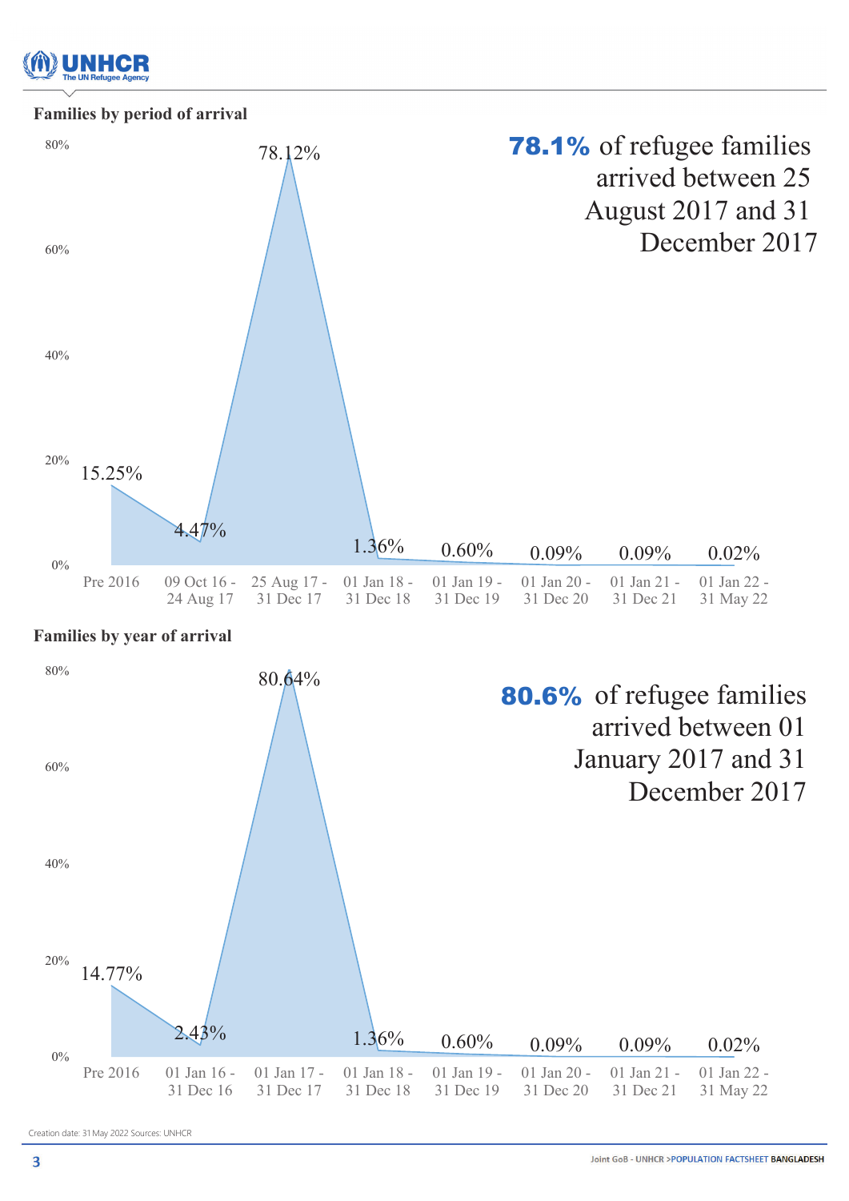### Families by period of arrival

80%
60%
40%
20%
0%

15.25%
4.47%
78.12%
1.36%
0.60%
0.09%
0.09%
0.02%

Pre 2016
09 Oct 16 - 24 Aug 17
25 Aug 17 - 31 Dec 17
01 Jan 18 - 31 Dec 18
01 Jan 19 - 31 Dec 19
01 Jan 20 - 31 Dec 20
01 Jan 21 - 31 Dec 21
01 Jan 22 - 31 May 22

**78.1%** of refugee families arrived between 25 August 2017 and 31 December 2017

### Families by year of arrival

80%
60%
40%
20%
0%

14.77%
2.43%
80.64%
1.36%
0.60%
0.09%
0.09%
0.02%

Pre 2016
01 Jan 16 - 31 Dec 16
01 Jan 17 - 31 Dec 17
01 Jan 18 - 31 Dec 18
01 Jan 19 - 31 Dec 19
01 Jan 20 - 31 Dec 20
01 Jan 21 - 31 Dec 21
01 Jan 22 - 31 May 22

**80.6%** of refugee families arrived between 01 January 2017 and 31 December 2017

Creation date: 31 May 2022 Sources: UNHCR